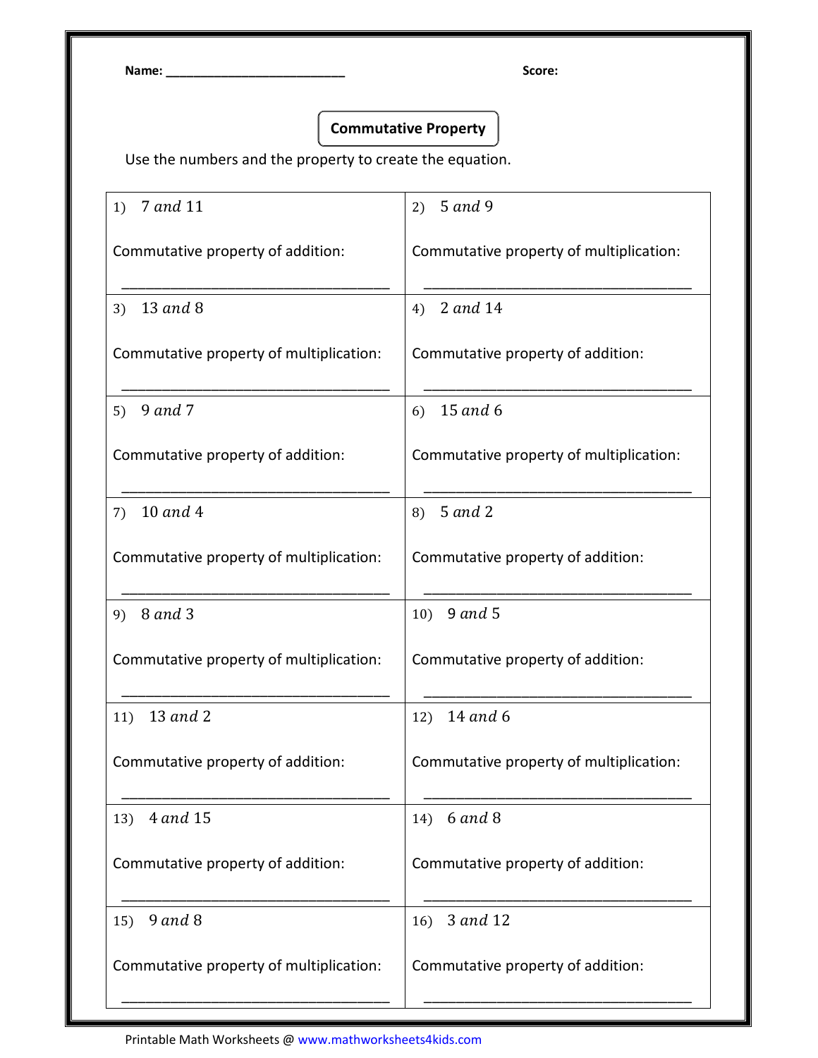Name: ___________________________ **Score:**

## Commutative Property

Use the numbers and the property to create the equation.

| | |
|---|---|
| 1) $7 \text{ and } 11$<br><br>Commutative property of addition:<br><br>________________________________ | 2) $5 \text{ and } 9$<br><br>Commutative property of multiplication:<br><br>________________________________ |
| 3) $13 \text{ and } 8$<br><br>Commutative property of multiplication:<br><br>________________________________ | 4) $2 \text{ and } 14$<br><br>Commutative property of addition:<br><br>________________________________ |
| 5) $9 \text{ and } 7$<br><br>Commutative property of addition:<br><br>________________________________ | 6) $15 \text{ and } 6$<br><br>Commutative property of multiplication:<br><br>________________________________ |
| 7) $10 \text{ and } 4$<br><br>Commutative property of multiplication:<br><br>________________________________ | 8) $5 \text{ and } 2$<br><br>Commutative property of addition:<br><br>________________________________ |
| 9) $8 \text{ and } 3$<br><br>Commutative property of multiplication:<br><br>________________________________ | 10) $9 \text{ and } 5$<br><br>Commutative property of addition:<br><br>________________________________ |
| 11) $13 \text{ and } 2$<br><br>Commutative property of addition:<br><br>________________________________ | 12) $14 \text{ and } 6$<br><br>Commutative property of multiplication:<br><br>________________________________ |
| 13) $4 \text{ and } 15$<br><br>Commutative property of addition:<br><br>________________________________ | 14) $6 \text{ and } 8$<br><br>Commutative property of addition:<br><br>________________________________ |
| 15) $9 \text{ and } 8$<br><br>Commutative property of multiplication:<br><br>________________________________ | 16) $3 \text{ and } 12$<br><br>Commutative property of addition:<br><br>________________________________ |

Printable Math Worksheets @ www.mathworksheets4kids.com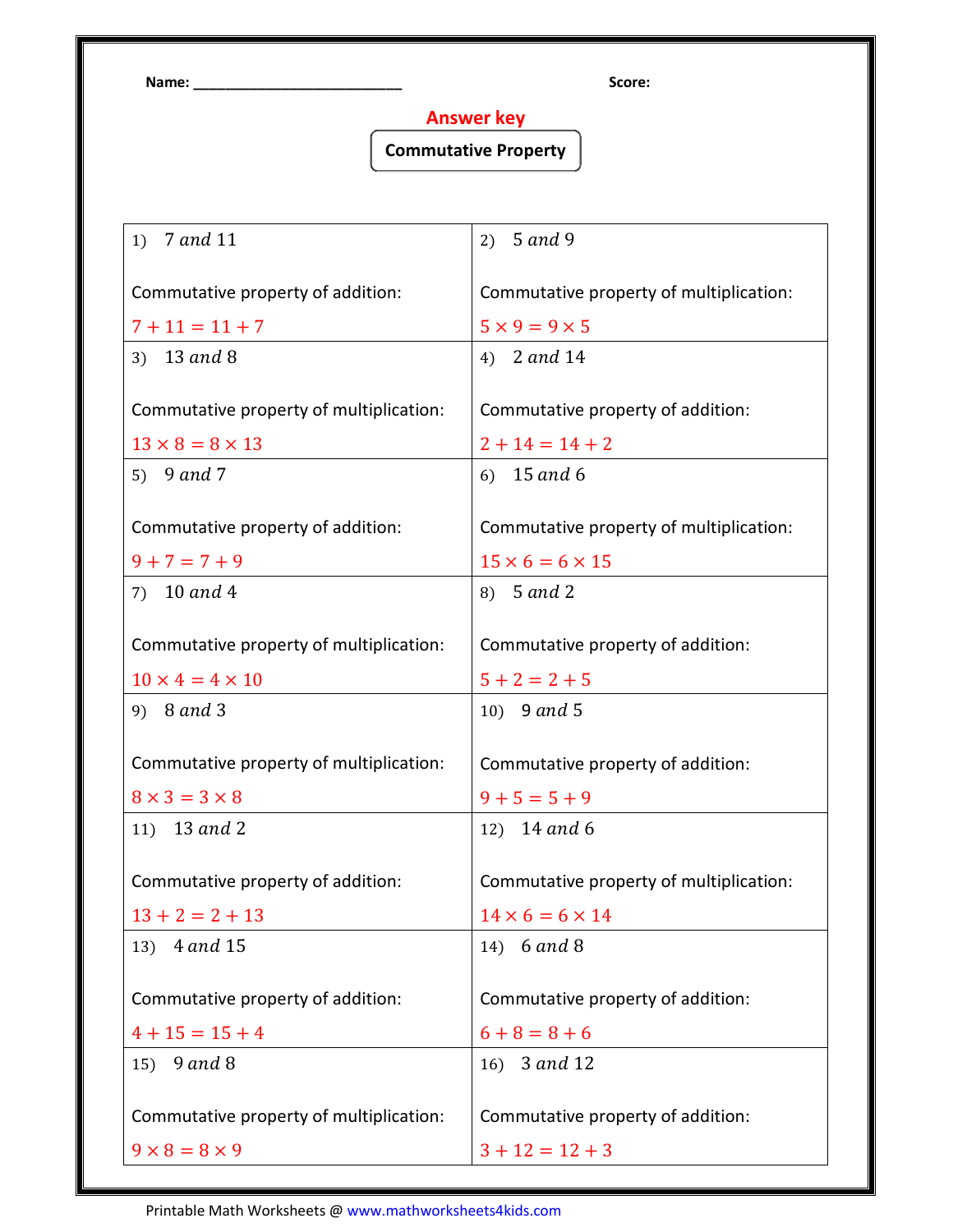Name: ___________________________ Score:

**Answer key**

## Commutative Property

| | |
|---|---|
| 1) $7 \text{ and } 11$<br><br>Commutative property of addition:<br>$7 + 11 = 11 + 7$ | 2) $5 \text{ and } 9$<br><br>Commutative property of multiplication:<br>$5 \times 9 = 9 \times 5$ |
| 3) $13 \text{ and } 8$<br><br>Commutative property of multiplication:<br>$13 \times 8 = 8 \times 13$ | 4) $2 \text{ and } 14$<br><br>Commutative property of addition:<br>$2 + 14 = 14 + 2$ |
| 5) $9 \text{ and } 7$<br><br>Commutative property of addition:<br>$9 + 7 = 7 + 9$ | 6) $15 \text{ and } 6$<br><br>Commutative property of multiplication:<br>$15 \times 6 = 6 \times 15$ |
| 7) $10 \text{ and } 4$<br><br>Commutative property of multiplication:<br>$10 \times 4 = 4 \times 10$ | 8) $5 \text{ and } 2$<br><br>Commutative property of addition:<br>$5 + 2 = 2 + 5$ |
| 9) $8 \text{ and } 3$<br><br>Commutative property of multiplication:<br>$8 \times 3 = 3 \times 8$ | 10) $9 \text{ and } 5$<br><br>Commutative property of addition:<br>$9 + 5 = 5 + 9$ |
| 11) $13 \text{ and } 2$<br><br>Commutative property of addition:<br>$13 + 2 = 2 + 13$ | 12) $14 \text{ and } 6$<br><br>Commutative property of multiplication:<br>$14 \times 6 = 6 \times 14$ |
| 13) $4 \text{ and } 15$<br><br>Commutative property of addition:<br>$4 + 15 = 15 + 4$ | 14) $6 \text{ and } 8$<br><br>Commutative property of addition:<br>$6 + 8 = 8 + 6$ |
| 15) $9 \text{ and } 8$<br><br>Commutative property of multiplication:<br>$9 \times 8 = 8 \times 9$ | 16) $3 \text{ and } 12$<br><br>Commutative property of addition:<br>$3 + 12 = 12 + 3$ |

Printable Math Worksheets @ www.mathworksheets4kids.com